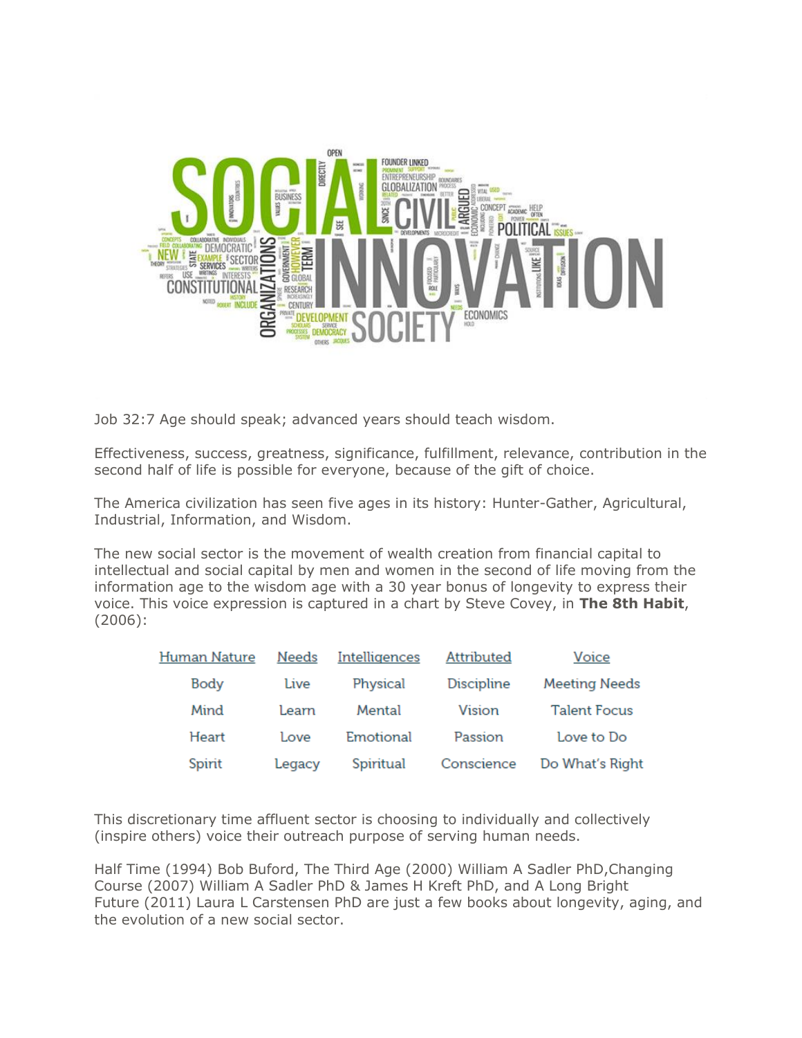Job 32:7 Age should speak; advanced years should teach wisdom.

Effectiveness, success, greatness, significance, fulfillment, relevance, contribution in the second half of life is possible for everyone, because of the gift of choice.

The America civilization has seen five ages in its history: Hunter-Gather, Agricultural, Industrial, Information, and Wisdom.

The new social sector is the movement of wealth creation from financial capital to intellectual and social capital by men and women in the second of life moving from the information age to the wisdom age with a 30 year bonus of longevity to express their voice. This voice expression is captured in a chart by Steve Covey, in **The 8th Habit**, (2006):

| Human Nature | Needs | Intelligences | Attributed | Voice |
|---|---|---|---|---|
| Body | Live | Physical | Discipline | Meeting Needs |
| Mind | Learn | Mental | Vision | Talent Focus |
| Heart | Love | Emotional | Passion | Love to Do |
| Spirit | Legacy | Spiritual | Conscience | Do What's Right |

This discretionary time affluent sector is choosing to individually and collectively (inspire others) voice their outreach purpose of serving human needs.

Half Time (1994) Bob Buford, The Third Age (2000) William A Sadler PhD,Changing Course (2007) William A Sadler PhD & James H Kreft PhD, and A Long Bright Future (2011) Laura L Carstensen PhD are just a few books about longevity, aging, and the evolution of a new social sector.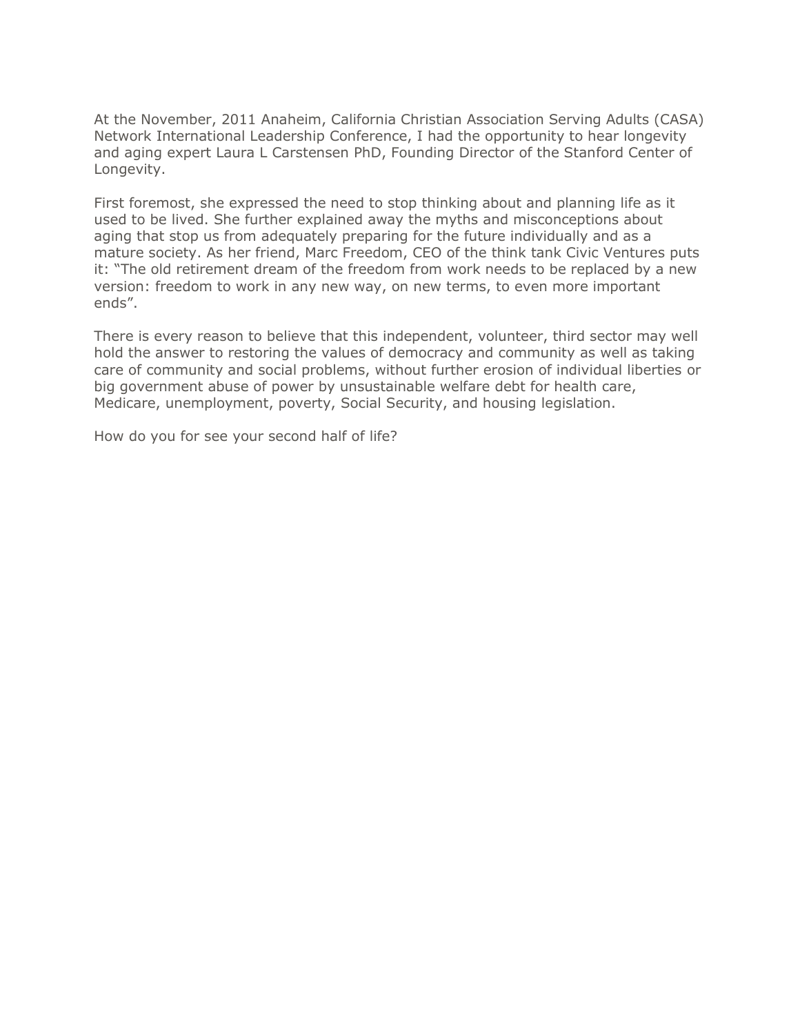At the November, 2011 Anaheim, California Christian Association Serving Adults (CASA) Network International Leadership Conference, I had the opportunity to hear longevity and aging expert Laura L Carstensen PhD, Founding Director of the Stanford Center of Longevity.

First foremost, she expressed the need to stop thinking about and planning life as it used to be lived. She further explained away the myths and misconceptions about aging that stop us from adequately preparing for the future individually and as a mature society. As her friend, Marc Freedom, CEO of the think tank Civic Ventures puts it: "The old retirement dream of the freedom from work needs to be replaced by a new version: freedom to work in any new way, on new terms, to even more important ends".

There is every reason to believe that this independent, volunteer, third sector may well hold the answer to restoring the values of democracy and community as well as taking care of community and social problems, without further erosion of individual liberties or big government abuse of power by unsustainable welfare debt for health care, Medicare, unemployment, poverty, Social Security, and housing legislation.

How do you for see your second half of life?